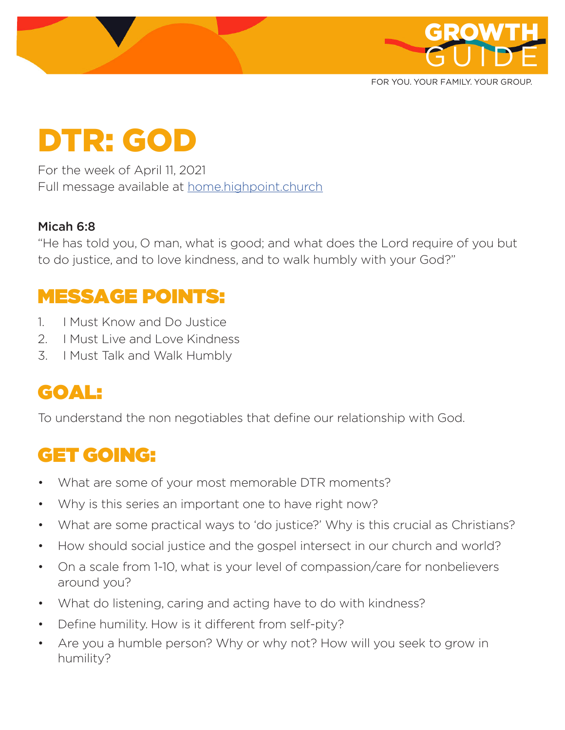GROWTH GUIDE

FOR YOU. YOUR FAMILY. YOUR GROUP.

# DTR: GOD

For the week of April 11, 2021
Full message available at home.highpoint.church

**Micah 6:8**
"He has told you, O man, what is good; and what does the Lord require of you but to do justice, and to love kindness, and to walk humbly with your God?"

## MESSAGE POINTS:

1. I Must Know and Do Justice
2. I Must Live and Love Kindness
3. I Must Talk and Walk Humbly

## GOAL:

To understand the non negotiables that define our relationship with God.

## GET GOING:

- What are some of your most memorable DTR moments?
- Why is this series an important one to have right now?
- What are some practical ways to 'do justice?' Why is this crucial as Christians?
- How should social justice and the gospel intersect in our church and world?
- On a scale from 1-10, what is your level of compassion/care for nonbelievers around you?
- What do listening, caring and acting have to do with kindness?
- Define humility. How is it different from self-pity?
- Are you a humble person? Why or why not? How will you seek to grow in humility?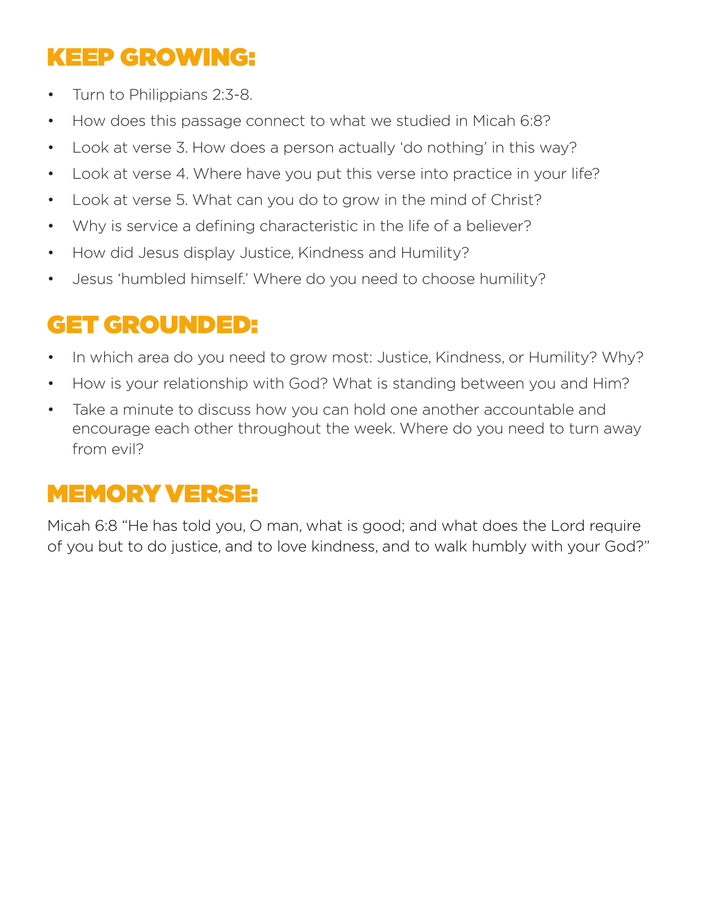## KEEP GROWING:

- Turn to Philippians 2:3-8.
- How does this passage connect to what we studied in Micah 6:8?
- Look at verse 3. How does a person actually 'do nothing' in this way?
- Look at verse 4. Where have you put this verse into practice in your life?
- Look at verse 5. What can you do to grow in the mind of Christ?
- Why is service a defining characteristic in the life of a believer?
- How did Jesus display Justice, Kindness and Humility?
- Jesus 'humbled himself.' Where do you need to choose humility?

## GET GROUNDED:

- In which area do you need to grow most: Justice, Kindness, or Humility? Why?
- How is your relationship with God? What is standing between you and Him?
- Take a minute to discuss how you can hold one another accountable and encourage each other throughout the week. Where do you need to turn away from evil?

## MEMORY VERSE:

Micah 6:8 "He has told you, O man, what is good; and what does the Lord require of you but to do justice, and to love kindness, and to walk humbly with your God?"